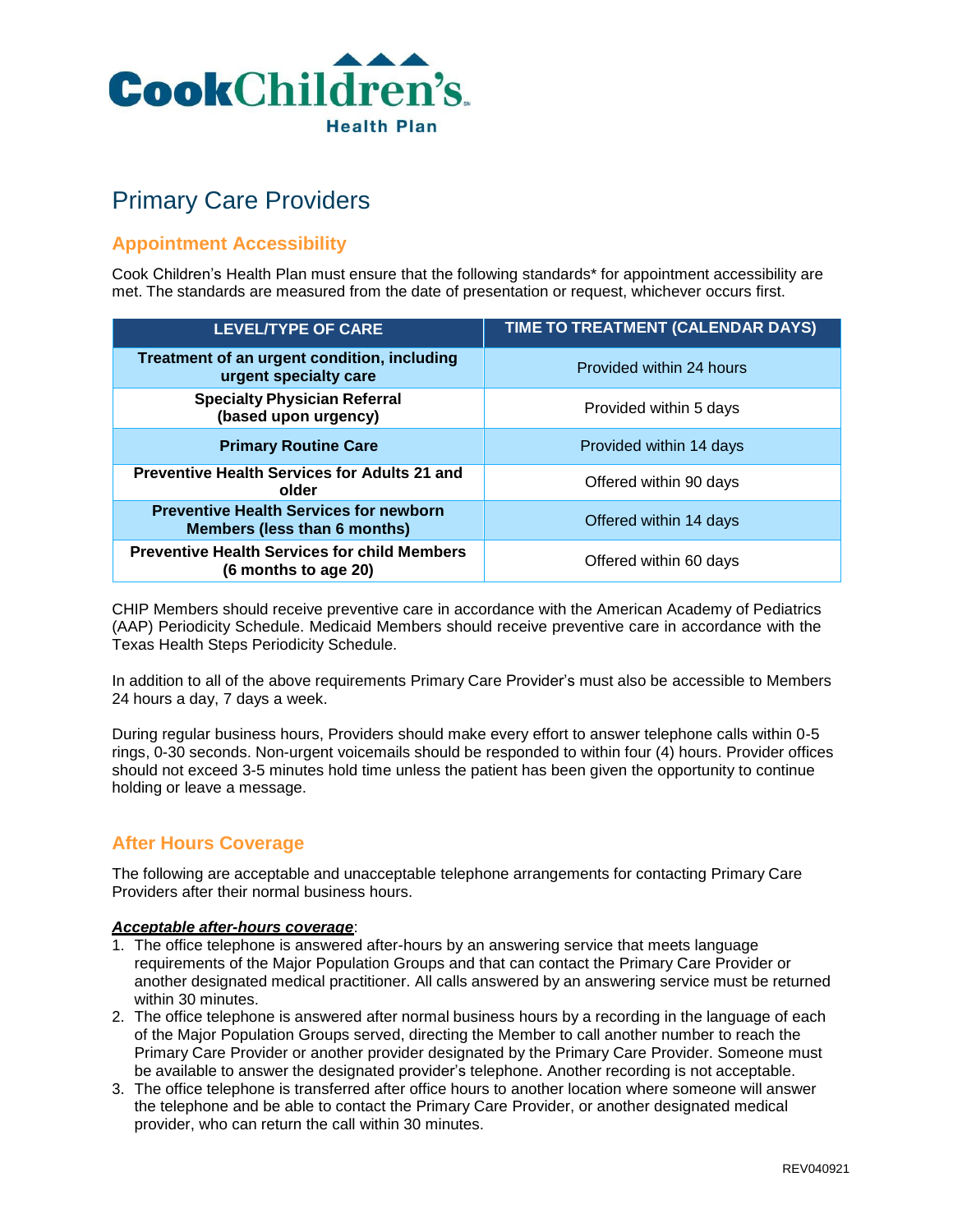**Cook Children's**
**Health Plan**

# Primary Care Providers

## Appointment Accessibility

Cook Children's Health Plan must ensure that the following standards* for appointment accessibility are met. The standards are measured from the date of presentation or request, whichever occurs first.

| LEVEL/TYPE OF CARE | TIME TO TREATMENT (CALENDAR DAYS) |
|---|---|
| **Treatment of an urgent condition, including urgent specialty care** | Provided within 24 hours |
| **Specialty Physician Referral (based upon urgency)** | Provided within 5 days |
| **Primary Routine Care** | Provided within 14 days |
| **Preventive Health Services for Adults 21 and older** | Offered within 90 days |
| **Preventive Health Services for newborn Members (less than 6 months)** | Offered within 14 days |
| **Preventive Health Services for child Members (6 months to age 20)** | Offered within 60 days |

CHIP Members should receive preventive care in accordance with the American Academy of Pediatrics (AAP) Periodicity Schedule. Medicaid Members should receive preventive care in accordance with the Texas Health Steps Periodicity Schedule.

In addition to all of the above requirements Primary Care Provider's must also be accessible to Members 24 hours a day, 7 days a week.

During regular business hours, Providers should make every effort to answer telephone calls within 0-5 rings, 0-30 seconds. Non-urgent voicemails should be responded to within four (4) hours. Provider offices should not exceed 3-5 minutes hold time unless the patient has been given the opportunity to continue holding or leave a message.

## After Hours Coverage

The following are acceptable and unacceptable telephone arrangements for contacting Primary Care Providers after their normal business hours.

***Acceptable after-hours coverage***:

1. The office telephone is answered after-hours by an answering service that meets language requirements of the Major Population Groups and that can contact the Primary Care Provider or another designated medical practitioner. All calls answered by an answering service must be returned within 30 minutes.
2. The office telephone is answered after normal business hours by a recording in the language of each of the Major Population Groups served, directing the Member to call another number to reach the Primary Care Provider or another provider designated by the Primary Care Provider. Someone must be available to answer the designated provider's telephone. Another recording is not acceptable.
3. The office telephone is transferred after office hours to another location where someone will answer the telephone and be able to contact the Primary Care Provider, or another designated medical provider, who can return the call within 30 minutes.

REV040921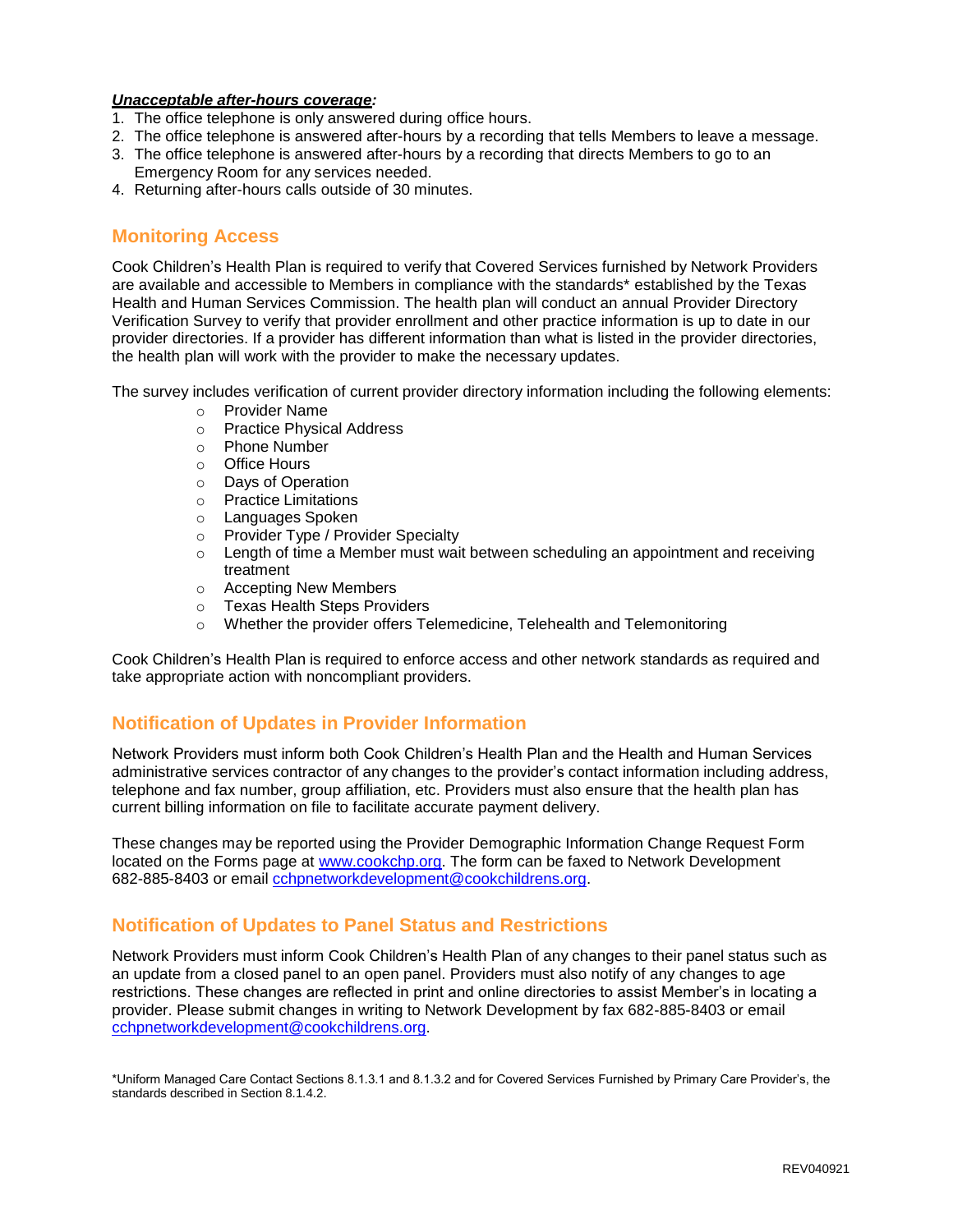***Unacceptable after-hours coverage:***

1. The office telephone is only answered during office hours.
2. The office telephone is answered after-hours by a recording that tells Members to leave a message.
3. The office telephone is answered after-hours by a recording that directs Members to go to an Emergency Room for any services needed.
4. Returning after-hours calls outside of 30 minutes.

## Monitoring Access

Cook Children's Health Plan is required to verify that Covered Services furnished by Network Providers are available and accessible to Members in compliance with the standards* established by the Texas Health and Human Services Commission. The health plan will conduct an annual Provider Directory Verification Survey to verify that provider enrollment and other practice information is up to date in our provider directories. If a provider has different information than what is listed in the provider directories, the health plan will work with the provider to make the necessary updates.

The survey includes verification of current provider directory information including the following elements:

- Provider Name
- Practice Physical Address
- Phone Number
- Office Hours
- Days of Operation
- Practice Limitations
- Languages Spoken
- Provider Type / Provider Specialty
- Length of time a Member must wait between scheduling an appointment and receiving treatment
- Accepting New Members
- Texas Health Steps Providers
- Whether the provider offers Telemedicine, Telehealth and Telemonitoring

Cook Children's Health Plan is required to enforce access and other network standards as required and take appropriate action with noncompliant providers.

## Notification of Updates in Provider Information

Network Providers must inform both Cook Children's Health Plan and the Health and Human Services administrative services contractor of any changes to the provider's contact information including address, telephone and fax number, group affiliation, etc. Providers must also ensure that the health plan has current billing information on file to facilitate accurate payment delivery.

These changes may be reported using the Provider Demographic Information Change Request Form located on the Forms page at www.cookchp.org. The form can be faxed to Network Development 682-885-8403 or email cchpnetworkdevelopment@cookchildrens.org.

## Notification of Updates to Panel Status and Restrictions

Network Providers must inform Cook Children's Health Plan of any changes to their panel status such as an update from a closed panel to an open panel. Providers must also notify of any changes to age restrictions. These changes are reflected in print and online directories to assist Member's in locating a provider. Please submit changes in writing to Network Development by fax 682-885-8403 or email cchpnetworkdevelopment@cookchildrens.org.

*Uniform Managed Care Contact Sections 8.1.3.1 and 8.1.3.2 and for Covered Services Furnished by Primary Care Provider's, the standards described in Section 8.1.4.2.

REV040921